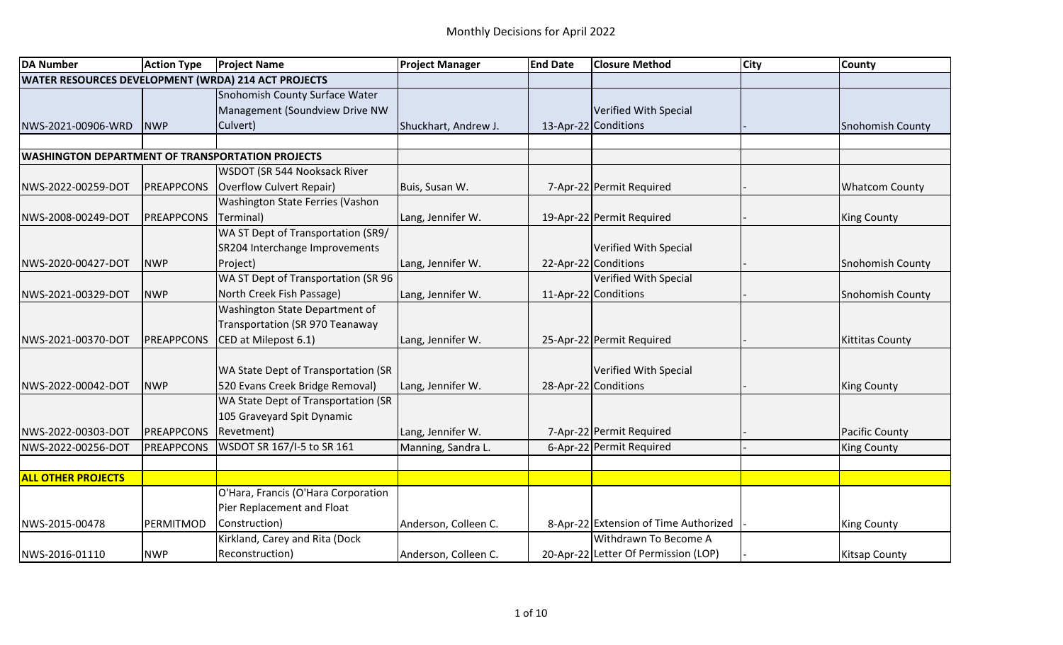# Monthly Decisions for April 2022

| DA Number | Action Type | Project Name | Project Manager | End Date | Closure Method | City | County |
|---|---|---|---|---|---|---|---|
| **WATER RESOURCES DEVELOPMENT (WRDA) 214 ACT PROJECTS** | | | | | | | |
| NWS-2021-00906-WRD | NWP | Snohomish County Surface Water Management (Soundview Drive NW Culvert) | Shuckhart, Andrew J. | 13-Apr-22 | Verified With Special Conditions | - | Snohomish County |
| | | | | | | | |
| **WASHINGTON DEPARTMENT OF TRANSPORTATION PROJECTS** | | | | | | | |
| NWS-2022-00259-DOT | PREAPPCONS | WSDOT (SR 544 Nooksack River Overflow Culvert Repair) | Buis, Susan W. | 7-Apr-22 | Permit Required | - | Whatcom County |
| NWS-2008-00249-DOT | PREAPPCONS | Washington State Ferries (Vashon Terminal) | Lang, Jennifer W. | 19-Apr-22 | Permit Required | - | King County |
| NWS-2020-00427-DOT | NWP | WA ST Dept of Transportation (SR9/ SR204 Interchange Improvements Project) | Lang, Jennifer W. | 22-Apr-22 | Verified With Special Conditions | - | Snohomish County |
| NWS-2021-00329-DOT | NWP | WA ST Dept of Transportation (SR 96 North Creek Fish Passage) | Lang, Jennifer W. | 11-Apr-22 | Verified With Special Conditions | - | Snohomish County |
| NWS-2021-00370-DOT | PREAPPCONS | Washington State Department of Transportation (SR 970 Teanaway CED at Milepost 6.1) | Lang, Jennifer W. | 25-Apr-22 | Permit Required | - | Kittitas County |
| NWS-2022-00042-DOT | NWP | WA State Dept of Transportation (SR 520 Evans Creek Bridge Removal) | Lang, Jennifer W. | 28-Apr-22 | Verified With Special Conditions | - | King County |
| NWS-2022-00303-DOT | PREAPPCONS | WA State Dept of Transportation (SR 105 Graveyard Spit Dynamic Revetment) | Lang, Jennifer W. | 7-Apr-22 | Permit Required | - | Pacific County |
| NWS-2022-00256-DOT | PREAPPCONS | WSDOT SR 167/I-5 to SR 161 | Manning, Sandra L. | 6-Apr-22 | Permit Required | - | King County |
| | | | | | | | |
| **ALL OTHER PROJECTS** | | | | | | | |
| NWS-2015-00478 | PERMITMOD | O'Hara, Francis (O'Hara Corporation Pier Replacement and Float Construction) | Anderson, Colleen C. | 8-Apr-22 | Extension of Time Authorized | - | King County |
| NWS-2016-01110 | NWP | Kirkland, Carey and Rita (Dock Reconstruction) | Anderson, Colleen C. | 20-Apr-22 | Withdrawn To Become A Letter Of Permission (LOP) | - | Kitsap County |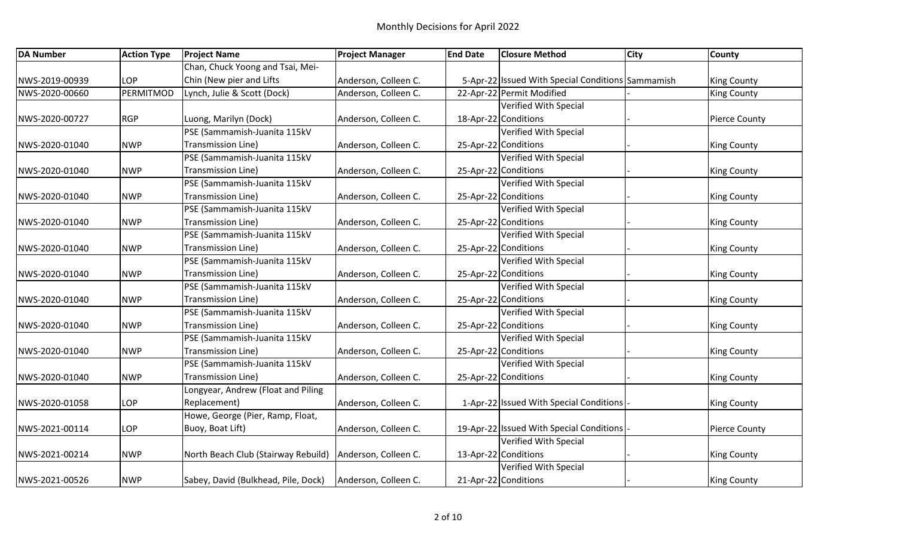# Monthly Decisions for April 2022

| DA Number | Action Type | Project Name | Project Manager | End Date | Closure Method | City | County |
|---|---|---|---|---|---|---|---|
| NWS-2019-00939 | LOP | Chan, Chuck Yoong and Tsai, Mei-Chin (New pier and Lifts | Anderson, Colleen C. | 5-Apr-22 | Issued With Special Conditions | Sammamish | King County |
| NWS-2020-00660 | PERMITMOD | Lynch, Julie & Scott (Dock) | Anderson, Colleen C. | 22-Apr-22 | Permit Modified | - | King County |
| NWS-2020-00727 | RGP | Luong, Marilyn (Dock) | Anderson, Colleen C. | 18-Apr-22 | Verified With Special Conditions | - | Pierce County |
| NWS-2020-01040 | NWP | PSE (Sammamish-Juanita 115kV Transmission Line) | Anderson, Colleen C. | 25-Apr-22 | Verified With Special Conditions | - | King County |
| NWS-2020-01040 | NWP | PSE (Sammamish-Juanita 115kV Transmission Line) | Anderson, Colleen C. | 25-Apr-22 | Verified With Special Conditions | - | King County |
| NWS-2020-01040 | NWP | PSE (Sammamish-Juanita 115kV Transmission Line) | Anderson, Colleen C. | 25-Apr-22 | Verified With Special Conditions | - | King County |
| NWS-2020-01040 | NWP | PSE (Sammamish-Juanita 115kV Transmission Line) | Anderson, Colleen C. | 25-Apr-22 | Verified With Special Conditions | - | King County |
| NWS-2020-01040 | NWP | PSE (Sammamish-Juanita 115kV Transmission Line) | Anderson, Colleen C. | 25-Apr-22 | Verified With Special Conditions | - | King County |
| NWS-2020-01040 | NWP | PSE (Sammamish-Juanita 115kV Transmission Line) | Anderson, Colleen C. | 25-Apr-22 | Verified With Special Conditions | - | King County |
| NWS-2020-01040 | NWP | PSE (Sammamish-Juanita 115kV Transmission Line) | Anderson, Colleen C. | 25-Apr-22 | Verified With Special Conditions | - | King County |
| NWS-2020-01040 | NWP | PSE (Sammamish-Juanita 115kV Transmission Line) | Anderson, Colleen C. | 25-Apr-22 | Verified With Special Conditions | - | King County |
| NWS-2020-01040 | NWP | PSE (Sammamish-Juanita 115kV Transmission Line) | Anderson, Colleen C. | 25-Apr-22 | Verified With Special Conditions | - | King County |
| NWS-2020-01040 | NWP | PSE (Sammamish-Juanita 115kV Transmission Line) | Anderson, Colleen C. | 25-Apr-22 | Verified With Special Conditions | - | King County |
| NWS-2020-01058 | LOP | Longyear, Andrew (Float and Piling Replacement) | Anderson, Colleen C. | 1-Apr-22 | Issued With Special Conditions | - | King County |
| NWS-2021-00114 | LOP | Howe, George (Pier, Ramp, Float, Buoy, Boat Lift) | Anderson, Colleen C. | 19-Apr-22 | Issued With Special Conditions | - | Pierce County |
| NWS-2021-00214 | NWP | North Beach Club (Stairway Rebuild) | Anderson, Colleen C. | 13-Apr-22 | Verified With Special Conditions | - | King County |
| NWS-2021-00526 | NWP | Sabey, David (Bulkhead, Pile, Dock) | Anderson, Colleen C. | 21-Apr-22 | Verified With Special Conditions | - | King County |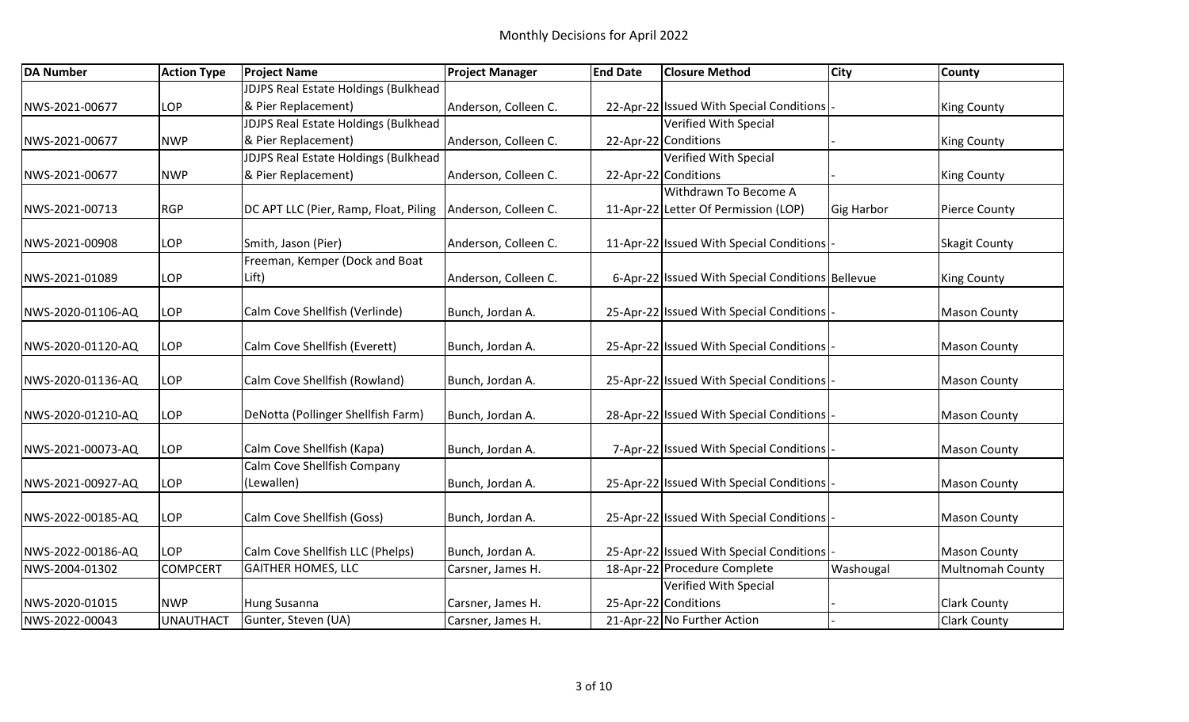# Monthly Decisions for April 2022

| DA Number | Action Type | Project Name | Project Manager | End Date | Closure Method | City | County |
|---|---|---|---|---|---|---|---|
| NWS-2021-00677 | LOP | JDJPS Real Estate Holdings (Bulkhead & Pier Replacement) | Anderson, Colleen C. | 22-Apr-22 | Issued With Special Conditions | - | King County |
| NWS-2021-00677 | NWP | JDJPS Real Estate Holdings (Bulkhead & Pier Replacement) | Anderson, Colleen C. | 22-Apr-22 | Verified With Special Conditions | - | King County |
| NWS-2021-00677 | NWP | JDJPS Real Estate Holdings (Bulkhead & Pier Replacement) | Anderson, Colleen C. | 22-Apr-22 | Verified With Special Conditions | - | King County |
| NWS-2021-00713 | RGP | DC APT LLC (Pier, Ramp, Float, Piling | Anderson, Colleen C. | 11-Apr-22 | Withdrawn To Become A Letter Of Permission (LOP) | Gig Harbor | Pierce County |
| NWS-2021-00908 | LOP | Smith, Jason (Pier) | Anderson, Colleen C. | 11-Apr-22 | Issued With Special Conditions | - | Skagit County |
| NWS-2021-01089 | LOP | Freeman, Kemper (Dock and Boat Lift) | Anderson, Colleen C. | 6-Apr-22 | Issued With Special Conditions | Bellevue | King County |
| NWS-2020-01106-AQ | LOP | Calm Cove Shellfish (Verlinde) | Bunch, Jordan A. | 25-Apr-22 | Issued With Special Conditions | - | Mason County |
| NWS-2020-01120-AQ | LOP | Calm Cove Shellfish (Everett) | Bunch, Jordan A. | 25-Apr-22 | Issued With Special Conditions | - | Mason County |
| NWS-2020-01136-AQ | LOP | Calm Cove Shellfish (Rowland) | Bunch, Jordan A. | 25-Apr-22 | Issued With Special Conditions | - | Mason County |
| NWS-2020-01210-AQ | LOP | DeNotta (Pollinger Shellfish Farm) | Bunch, Jordan A. | 28-Apr-22 | Issued With Special Conditions | - | Mason County |
| NWS-2021-00073-AQ | LOP | Calm Cove Shellfish (Kapa) | Bunch, Jordan A. | 7-Apr-22 | Issued With Special Conditions | - | Mason County |
| NWS-2021-00927-AQ | LOP | Calm Cove Shellfish Company (Lewallen) | Bunch, Jordan A. | 25-Apr-22 | Issued With Special Conditions | - | Mason County |
| NWS-2022-00185-AQ | LOP | Calm Cove Shellfish (Goss) | Bunch, Jordan A. | 25-Apr-22 | Issued With Special Conditions | - | Mason County |
| NWS-2022-00186-AQ | LOP | Calm Cove Shellfish LLC (Phelps) | Bunch, Jordan A. | 25-Apr-22 | Issued With Special Conditions | - | Mason County |
| NWS-2004-01302 | COMPCERT | GAITHER HOMES, LLC | Carsner, James H. | 18-Apr-22 | Procedure Complete | Washougal | Multnomah County |
| NWS-2020-01015 | NWP | Hung Susanna | Carsner, James H. | 25-Apr-22 | Verified With Special Conditions | - | Clark County |
| NWS-2022-00043 | UNAUTHACT | Gunter, Steven (UA) | Carsner, James H. | 21-Apr-22 | No Further Action | - | Clark County |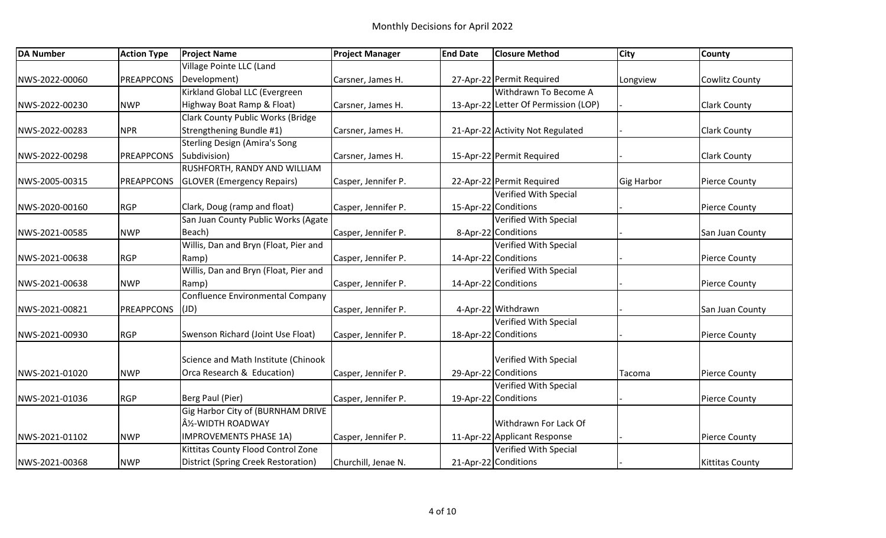# Monthly Decisions for April 2022

| DA Number | Action Type | Project Name | Project Manager | End Date | Closure Method | City | County |
|---|---|---|---|---|---|---|---|
| NWS-2022-00060 | PREAPPCONS | Village Pointe LLC (Land Development) | Carsner, James H. | 27-Apr-22 | Permit Required | Longview | Cowlitz County |
| NWS-2022-00230 | NWP | Kirkland Global LLC (Evergreen Highway Boat Ramp & Float) | Carsner, James H. | 13-Apr-22 | Withdrawn To Become A Letter Of Permission (LOP) | - | Clark County |
| NWS-2022-00283 | NPR | Clark County Public Works (Bridge Strengthening Bundle #1) | Carsner, James H. | 21-Apr-22 | Activity Not Regulated | - | Clark County |
| NWS-2022-00298 | PREAPPCONS | Sterling Design (Amira's Song Subdivision) | Carsner, James H. | 15-Apr-22 | Permit Required | - | Clark County |
| NWS-2005-00315 | PREAPPCONS | RUSHFORTH, RANDY AND WILLIAM GLOVER (Emergency Repairs) | Casper, Jennifer P. | 22-Apr-22 | Permit Required | Gig Harbor | Pierce County |
| NWS-2020-00160 | RGP | Clark, Doug (ramp and float) | Casper, Jennifer P. | 15-Apr-22 | Verified With Special Conditions | - | Pierce County |
| NWS-2021-00585 | NWP | San Juan County Public Works (Agate Beach) | Casper, Jennifer P. | 8-Apr-22 | Verified With Special Conditions | - | San Juan County |
| NWS-2021-00638 | RGP | Willis, Dan and Bryn (Float, Pier and Ramp) | Casper, Jennifer P. | 14-Apr-22 | Verified With Special Conditions | - | Pierce County |
| NWS-2021-00638 | NWP | Willis, Dan and Bryn (Float, Pier and Ramp) | Casper, Jennifer P. | 14-Apr-22 | Verified With Special Conditions | - | Pierce County |
| NWS-2021-00821 | PREAPPCONS | Confluence Environmental Company (JD) | Casper, Jennifer P. | 4-Apr-22 | Withdrawn | - | San Juan County |
| NWS-2021-00930 | RGP | Swenson Richard (Joint Use Float) | Casper, Jennifer P. | 18-Apr-22 | Verified With Special Conditions | - | Pierce County |
| NWS-2021-01020 | NWP | Science and Math Institute (Chinook Orca Research & Education) | Casper, Jennifer P. | 29-Apr-22 | Verified With Special Conditions | Tacoma | Pierce County |
| NWS-2021-01036 | RGP | Berg Paul (Pier) | Casper, Jennifer P. | 19-Apr-22 | Verified With Special Conditions | - | Pierce County |
| NWS-2021-01102 | NWP | Gig Harbor City of (BURNHAM DRIVE Â½-WIDTH ROADWAY IMPROVEMENTS PHASE 1A) | Casper, Jennifer P. | 11-Apr-22 | Withdrawn For Lack Of Applicant Response | - | Pierce County |
| NWS-2021-00368 | NWP | Kittitas County Flood Control Zone District (Spring Creek Restoration) | Churchill, Jenae N. | 21-Apr-22 | Verified With Special Conditions | - | Kittitas County |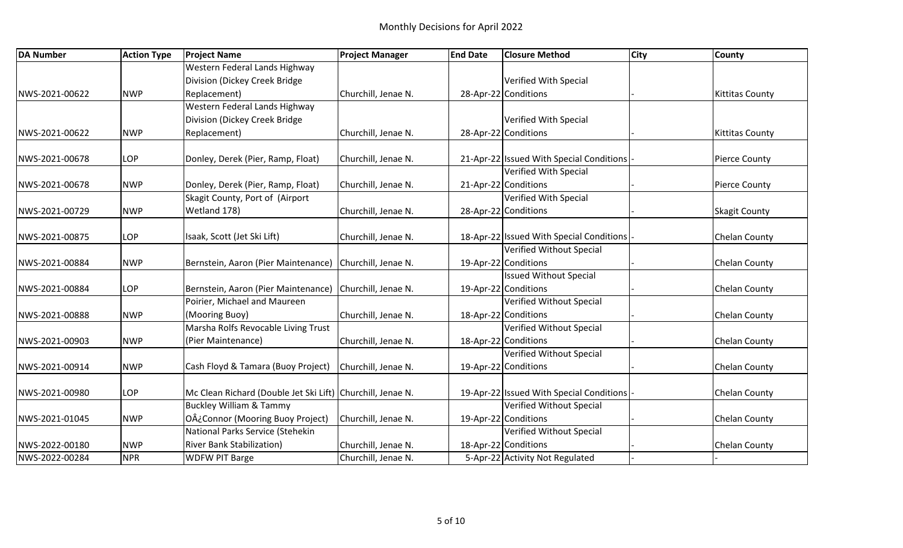# Monthly Decisions for April 2022

| DA Number | Action Type | Project Name | Project Manager | End Date | Closure Method | City | County |
|---|---|---|---|---|---|---|---|
| NWS-2021-00622 | NWP | Western Federal Lands Highway Division (Dickey Creek Bridge Replacement) | Churchill, Jenae N. | 28-Apr-22 | Verified With Special Conditions | - | Kittitas County |
| NWS-2021-00622 | NWP | Western Federal Lands Highway Division (Dickey Creek Bridge Replacement) | Churchill, Jenae N. | 28-Apr-22 | Verified With Special Conditions | - | Kittitas County |
| NWS-2021-00678 | LOP | Donley, Derek (Pier, Ramp, Float) | Churchill, Jenae N. | 21-Apr-22 | Issued With Special Conditions | - | Pierce County |
| NWS-2021-00678 | NWP | Donley, Derek (Pier, Ramp, Float) | Churchill, Jenae N. | 21-Apr-22 | Verified With Special Conditions | - | Pierce County |
| NWS-2021-00729 | NWP | Skagit County, Port of (Airport Wetland 178) | Churchill, Jenae N. | 28-Apr-22 | Verified With Special Conditions | - | Skagit County |
| NWS-2021-00875 | LOP | Isaak, Scott (Jet Ski Lift) | Churchill, Jenae N. | 18-Apr-22 | Issued With Special Conditions | - | Chelan County |
| NWS-2021-00884 | NWP | Bernstein, Aaron (Pier Maintenance) | Churchill, Jenae N. | 19-Apr-22 | Verified Without Special Conditions | - | Chelan County |
| NWS-2021-00884 | LOP | Bernstein, Aaron (Pier Maintenance) | Churchill, Jenae N. | 19-Apr-22 | Issued Without Special Conditions | - | Chelan County |
| NWS-2021-00888 | NWP | Poirier, Michael and Maureen (Mooring Buoy) | Churchill, Jenae N. | 18-Apr-22 | Verified Without Special Conditions | - | Chelan County |
| NWS-2021-00903 | NWP | Marsha Rolfs Revocable Living Trust (Pier Maintenance) | Churchill, Jenae N. | 18-Apr-22 | Verified Without Special Conditions | - | Chelan County |
| NWS-2021-00914 | NWP | Cash Floyd & Tamara (Buoy Project) | Churchill, Jenae N. | 19-Apr-22 | Verified Without Special Conditions | - | Chelan County |
| NWS-2021-00980 | LOP | Mc Clean Richard (Double Jet Ski Lift) | Churchill, Jenae N. | 19-Apr-22 | Issued With Special Conditions | - | Chelan County |
| NWS-2021-01045 | NWP | Buckley William & Tammy OÂ¿Connor (Mooring Buoy Project) | Churchill, Jenae N. | 19-Apr-22 | Verified Without Special Conditions | - | Chelan County |
| NWS-2022-00180 | NWP | National Parks Service (Stehekin River Bank Stabilization) | Churchill, Jenae N. | 18-Apr-22 | Verified Without Special Conditions | - | Chelan County |
| NWS-2022-00284 | NPR | WDFW PIT Barge | Churchill, Jenae N. | 5-Apr-22 | Activity Not Regulated | - | - |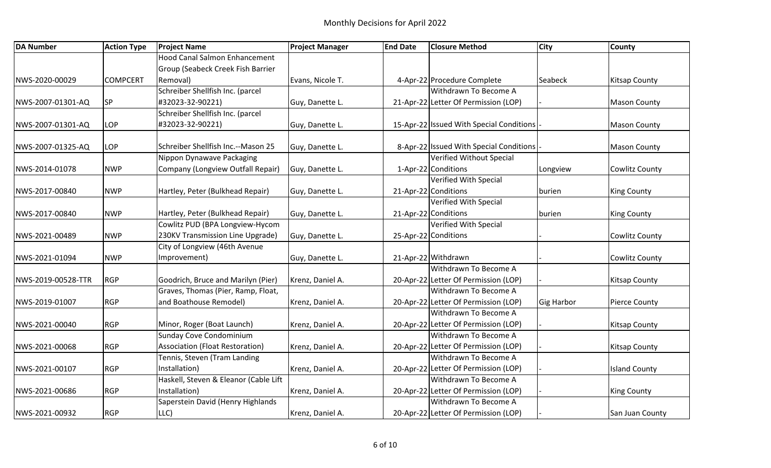# Monthly Decisions for April 2022

| DA Number | Action Type | Project Name | Project Manager | End Date | Closure Method | City | County |
|---|---|---|---|---|---|---|---|
| NWS-2020-00029 | COMPCERT | Hood Canal Salmon Enhancement Group (Seabeck Creek Fish Barrier Removal) | Evans, Nicole T. | 4-Apr-22 | Procedure Complete | Seabeck | Kitsap County |
| NWS-2007-01301-AQ | SP | Schreiber Shellfish Inc. (parcel #32023-32-90221) | Guy, Danette L. | 21-Apr-22 | Withdrawn To Become A Letter Of Permission (LOP) | - | Mason County |
| NWS-2007-01301-AQ | LOP | Schreiber Shellfish Inc. (parcel #32023-32-90221) | Guy, Danette L. | 15-Apr-22 | Issued With Special Conditions | - | Mason County |
| NWS-2007-01325-AQ | LOP | Schreiber Shellfish Inc.--Mason 25 | Guy, Danette L. | 8-Apr-22 | Issued With Special Conditions | - | Mason County |
| NWS-2014-01078 | NWP | Nippon Dynawave Packaging Company (Longview Outfall Repair) | Guy, Danette L. | 1-Apr-22 | Verified Without Special Conditions | Longview | Cowlitz County |
| NWS-2017-00840 | NWP | Hartley, Peter (Bulkhead Repair) | Guy, Danette L. | 21-Apr-22 | Verified With Special Conditions | burien | King County |
| NWS-2017-00840 | NWP | Hartley, Peter (Bulkhead Repair) | Guy, Danette L. | 21-Apr-22 | Verified With Special Conditions | burien | King County |
| NWS-2021-00489 | NWP | Cowlitz PUD (BPA Longview-Hycom 230KV Transmission Line Upgrade) | Guy, Danette L. | 25-Apr-22 | Verified With Special Conditions | - | Cowlitz County |
| NWS-2021-01094 | NWP | City of Longview (46th Avenue Improvement) | Guy, Danette L. | 21-Apr-22 | Withdrawn | - | Cowlitz County |
| NWS-2019-00528-TTR | RGP | Goodrich, Bruce and Marilyn (Pier) | Krenz, Daniel A. | 20-Apr-22 | Withdrawn To Become A Letter Of Permission (LOP) | - | Kitsap County |
| NWS-2019-01007 | RGP | Graves, Thomas (Pier, Ramp, Float, and Boathouse Remodel) | Krenz, Daniel A. | 20-Apr-22 | Withdrawn To Become A Letter Of Permission (LOP) | Gig Harbor | Pierce County |
| NWS-2021-00040 | RGP | Minor, Roger (Boat Launch) | Krenz, Daniel A. | 20-Apr-22 | Withdrawn To Become A Letter Of Permission (LOP) | - | Kitsap County |
| NWS-2021-00068 | RGP | Sunday Cove Condominium Association (Float Restoration) | Krenz, Daniel A. | 20-Apr-22 | Withdrawn To Become A Letter Of Permission (LOP) | - | Kitsap County |
| NWS-2021-00107 | RGP | Tennis, Steven (Tram Landing Installation) | Krenz, Daniel A. | 20-Apr-22 | Withdrawn To Become A Letter Of Permission (LOP) | - | Island County |
| NWS-2021-00686 | RGP | Haskell, Steven & Eleanor (Cable Lift Installation) | Krenz, Daniel A. | 20-Apr-22 | Withdrawn To Become A Letter Of Permission (LOP) | - | King County |
| NWS-2021-00932 | RGP | Saperstein David (Henry Highlands LLC) | Krenz, Daniel A. | 20-Apr-22 | Withdrawn To Become A Letter Of Permission (LOP) | - | San Juan County |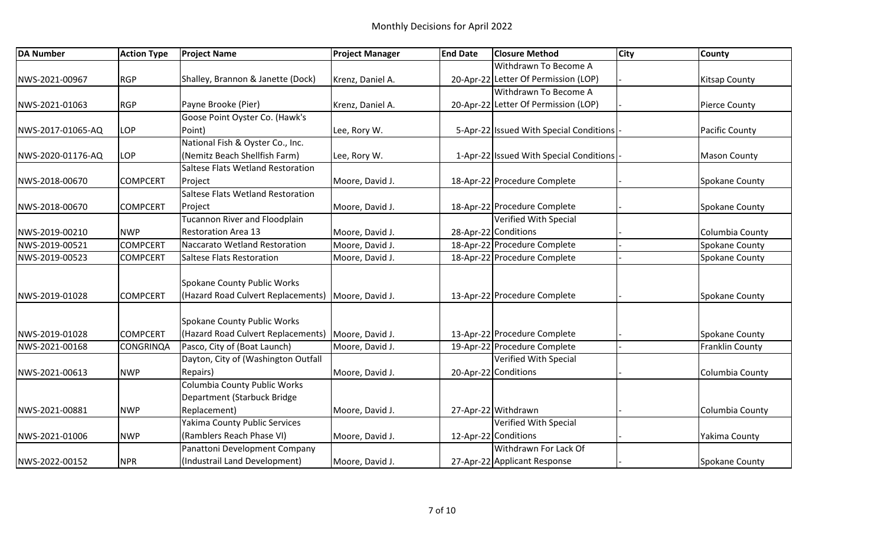# Monthly Decisions for April 2022

| DA Number | Action Type | Project Name | Project Manager | End Date | Closure Method | City | County |
|---|---|---|---|---|---|---|---|
| NWS-2021-00967 | RGP | Shalley, Brannon & Janette (Dock) | Krenz, Daniel A. | 20-Apr-22 | Withdrawn To Become A Letter Of Permission (LOP) | - | Kitsap County |
| NWS-2021-01063 | RGP | Payne Brooke (Pier) | Krenz, Daniel A. | 20-Apr-22 | Withdrawn To Become A Letter Of Permission (LOP) | - | Pierce County |
| NWS-2017-01065-AQ | LOP | Goose Point Oyster Co. (Hawk's Point) | Lee, Rory W. | 5-Apr-22 | Issued With Special Conditions | - | Pacific County |
| NWS-2020-01176-AQ | LOP | National Fish & Oyster Co., Inc. (Nemitz Beach Shellfish Farm) | Lee, Rory W. | 1-Apr-22 | Issued With Special Conditions | - | Mason County |
| NWS-2018-00670 | COMPCERT | Saltese Flats Wetland Restoration Project | Moore, David J. | 18-Apr-22 | Procedure Complete | - | Spokane County |
| NWS-2018-00670 | COMPCERT | Saltese Flats Wetland Restoration Project | Moore, David J. | 18-Apr-22 | Procedure Complete | - | Spokane County |
| NWS-2019-00210 | NWP | Tucannon River and Floodplain Restoration Area 13 | Moore, David J. | 28-Apr-22 | Verified With Special Conditions | - | Columbia County |
| NWS-2019-00521 | COMPCERT | Naccarato Wetland Restoration | Moore, David J. | 18-Apr-22 | Procedure Complete | - | Spokane County |
| NWS-2019-00523 | COMPCERT | Saltese Flats Restoration | Moore, David J. | 18-Apr-22 | Procedure Complete | - | Spokane County |
| NWS-2019-01028 | COMPCERT | Spokane County Public Works (Hazard Road Culvert Replacements) | Moore, David J. | 13-Apr-22 | Procedure Complete | - | Spokane County |
| NWS-2019-01028 | COMPCERT | Spokane County Public Works (Hazard Road Culvert Replacements) | Moore, David J. | 13-Apr-22 | Procedure Complete | - | Spokane County |
| NWS-2021-00168 | CONGRINQA | Pasco, City of (Boat Launch) | Moore, David J. | 19-Apr-22 | Procedure Complete | - | Franklin County |
| NWS-2021-00613 | NWP | Dayton, City of (Washington Outfall Repairs) | Moore, David J. | 20-Apr-22 | Verified With Special Conditions | - | Columbia County |
| NWS-2021-00881 | NWP | Columbia County Public Works Department (Starbuck Bridge Replacement) | Moore, David J. | 27-Apr-22 | Withdrawn | - | Columbia County |
| NWS-2021-01006 | NWP | Yakima County Public Services (Ramblers Reach Phase VI) | Moore, David J. | 12-Apr-22 | Verified With Special Conditions | - | Yakima County |
| NWS-2022-00152 | NPR | Panattoni Development Company (Industrail Land Development) | Moore, David J. | 27-Apr-22 | Withdrawn For Lack Of Applicant Response | - | Spokane County |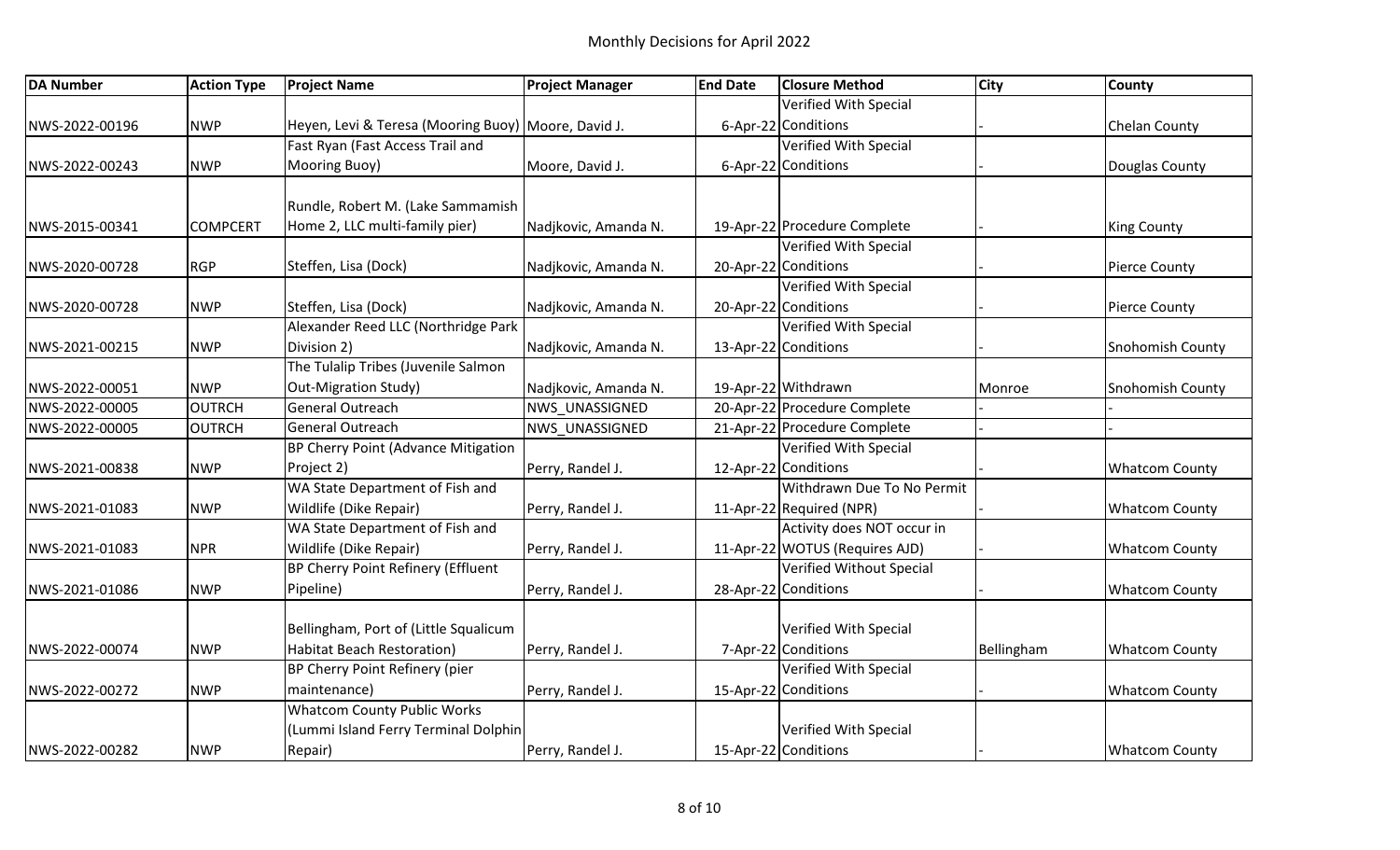# Monthly Decisions for April 2022

| DA Number | Action Type | Project Name | Project Manager | End Date | Closure Method | City | County |
|---|---|---|---|---|---|---|---|
| NWS-2022-00196 | NWP | Heyen, Levi & Teresa (Mooring Buoy) | Moore, David J. | 6-Apr-22 | Verified With Special Conditions | - | Chelan County |
| NWS-2022-00243 | NWP | Fast Ryan (Fast Access Trail and Mooring Buoy) | Moore, David J. | 6-Apr-22 | Verified With Special Conditions | - | Douglas County |
| NWS-2015-00341 | COMPCERT | Rundle, Robert M. (Lake Sammamish Home 2, LLC multi-family pier) | Nadjkovic, Amanda N. | 19-Apr-22 | Procedure Complete | - | King County |
| NWS-2020-00728 | RGP | Steffen, Lisa (Dock) | Nadjkovic, Amanda N. | 20-Apr-22 | Verified With Special Conditions | - | Pierce County |
| NWS-2020-00728 | NWP | Steffen, Lisa (Dock) | Nadjkovic, Amanda N. | 20-Apr-22 | Verified With Special Conditions | - | Pierce County |
| NWS-2021-00215 | NWP | Alexander Reed LLC (Northridge Park Division 2) | Nadjkovic, Amanda N. | 13-Apr-22 | Verified With Special Conditions | - | Snohomish County |
| NWS-2022-00051 | NWP | The Tulalip Tribes (Juvenile Salmon Out-Migration Study) | Nadjkovic, Amanda N. | 19-Apr-22 | Withdrawn | Monroe | Snohomish County |
| NWS-2022-00005 | OUTRCH | General Outreach | NWS_UNASSIGNED | 20-Apr-22 | Procedure Complete | - | - |
| NWS-2022-00005 | OUTRCH | General Outreach | NWS_UNASSIGNED | 21-Apr-22 | Procedure Complete | - | - |
| NWS-2021-00838 | NWP | BP Cherry Point (Advance Mitigation Project 2) | Perry, Randel J. | 12-Apr-22 | Verified With Special Conditions | - | Whatcom County |
| NWS-2021-01083 | NWP | WA State Department of Fish and Wildlife (Dike Repair) | Perry, Randel J. | 11-Apr-22 | Withdrawn Due To No Permit Required (NPR) | - | Whatcom County |
| NWS-2021-01083 | NPR | WA State Department of Fish and Wildlife (Dike Repair) | Perry, Randel J. | 11-Apr-22 | Activity does NOT occur in WOTUS (Requires AJD) | - | Whatcom County |
| NWS-2021-01086 | NWP | BP Cherry Point Refinery (Effluent Pipeline) | Perry, Randel J. | 28-Apr-22 | Verified Without Special Conditions | - | Whatcom County |
| NWS-2022-00074 | NWP | Bellingham, Port of (Little Squalicum Habitat Beach Restoration) | Perry, Randel J. | 7-Apr-22 | Verified With Special Conditions | Bellingham | Whatcom County |
| NWS-2022-00272 | NWP | BP Cherry Point Refinery (pier maintenance) | Perry, Randel J. | 15-Apr-22 | Verified With Special Conditions | - | Whatcom County |
| NWS-2022-00282 | NWP | Whatcom County Public Works (Lummi Island Ferry Terminal Dolphin Repair) | Perry, Randel J. | 15-Apr-22 | Verified With Special Conditions | - | Whatcom County |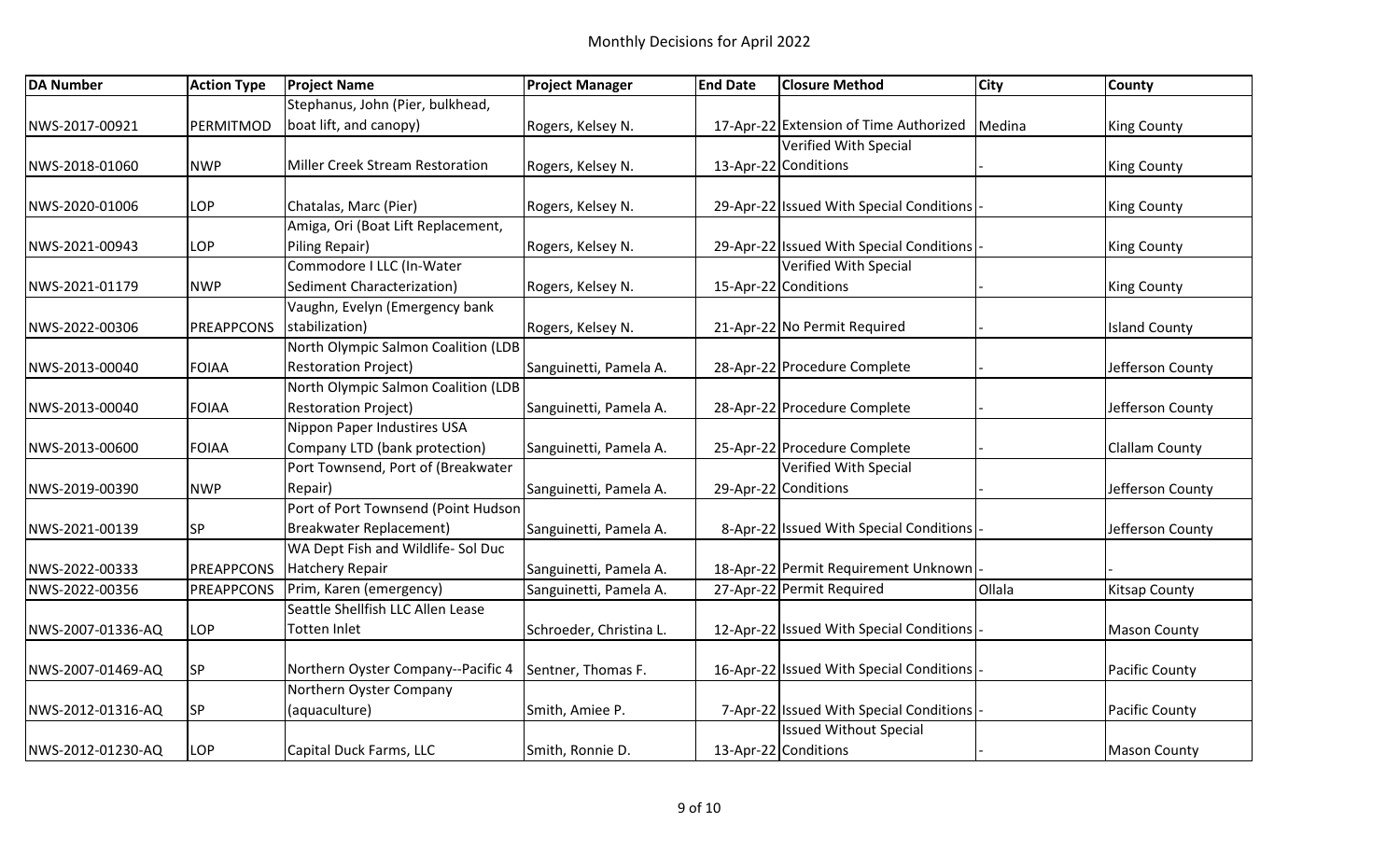# Monthly Decisions for April 2022

| DA Number | Action Type | Project Name | Project Manager | End Date | Closure Method | City | County |
|---|---|---|---|---|---|---|---|
| NWS-2017-00921 | PERMITMOD | Stephanus, John (Pier, bulkhead, boat lift, and canopy) | Rogers, Kelsey N. | 17-Apr-22 | Extension of Time Authorized | Medina | King County |
| NWS-2018-01060 | NWP | Miller Creek Stream Restoration | Rogers, Kelsey N. | 13-Apr-22 | Verified With Special Conditions | - | King County |
| NWS-2020-01006 | LOP | Chatalas, Marc (Pier) | Rogers, Kelsey N. | 29-Apr-22 | Issued With Special Conditions | - | King County |
| NWS-2021-00943 | LOP | Amiga, Ori (Boat Lift Replacement, Piling Repair) | Rogers, Kelsey N. | 29-Apr-22 | Issued With Special Conditions | - | King County |
| NWS-2021-01179 | NWP | Commodore I LLC (In-Water Sediment Characterization) | Rogers, Kelsey N. | 15-Apr-22 | Verified With Special Conditions | - | King County |
| NWS-2022-00306 | PREAPPCONS | Vaughn, Evelyn (Emergency bank stabilization) | Rogers, Kelsey N. | 21-Apr-22 | No Permit Required | - | Island County |
| NWS-2013-00040 | FOIAA | North Olympic Salmon Coalition (LDB Restoration Project) | Sanguinetti, Pamela A. | 28-Apr-22 | Procedure Complete | - | Jefferson County |
| NWS-2013-00040 | FOIAA | North Olympic Salmon Coalition (LDB Restoration Project) | Sanguinetti, Pamela A. | 28-Apr-22 | Procedure Complete | - | Jefferson County |
| NWS-2013-00600 | FOIAA | Nippon Paper Industires USA Company LTD (bank protection) | Sanguinetti, Pamela A. | 25-Apr-22 | Procedure Complete | - | Clallam County |
| NWS-2019-00390 | NWP | Port Townsend, Port of (Breakwater Repair) | Sanguinetti, Pamela A. | 29-Apr-22 | Verified With Special Conditions | - | Jefferson County |
| NWS-2021-00139 | SP | Port of Port Townsend (Point Hudson Breakwater Replacement) | Sanguinetti, Pamela A. | 8-Apr-22 | Issued With Special Conditions | - | Jefferson County |
| NWS-2022-00333 | PREAPPCONS | WA Dept Fish and Wildlife- Sol Duc Hatchery Repair | Sanguinetti, Pamela A. | 18-Apr-22 | Permit Requirement Unknown | - | - |
| NWS-2022-00356 | PREAPPCONS | Prim, Karen (emergency) | Sanguinetti, Pamela A. | 27-Apr-22 | Permit Required | Ollala | Kitsap County |
| NWS-2007-01336-AQ | LOP | Seattle Shellfish LLC Allen Lease Totten Inlet | Schroeder, Christina L. | 12-Apr-22 | Issued With Special Conditions | - | Mason County |
| NWS-2007-01469-AQ | SP | Northern Oyster Company--Pacific 4 | Sentner, Thomas F. | 16-Apr-22 | Issued With Special Conditions | - | Pacific County |
| NWS-2012-01316-AQ | SP | Northern Oyster Company (aquaculture) | Smith, Amiee P. | 7-Apr-22 | Issued With Special Conditions | - | Pacific County |
| NWS-2012-01230-AQ | LOP | Capital Duck Farms, LLC | Smith, Ronnie D. | 13-Apr-22 | Issued Without Special Conditions | - | Mason County |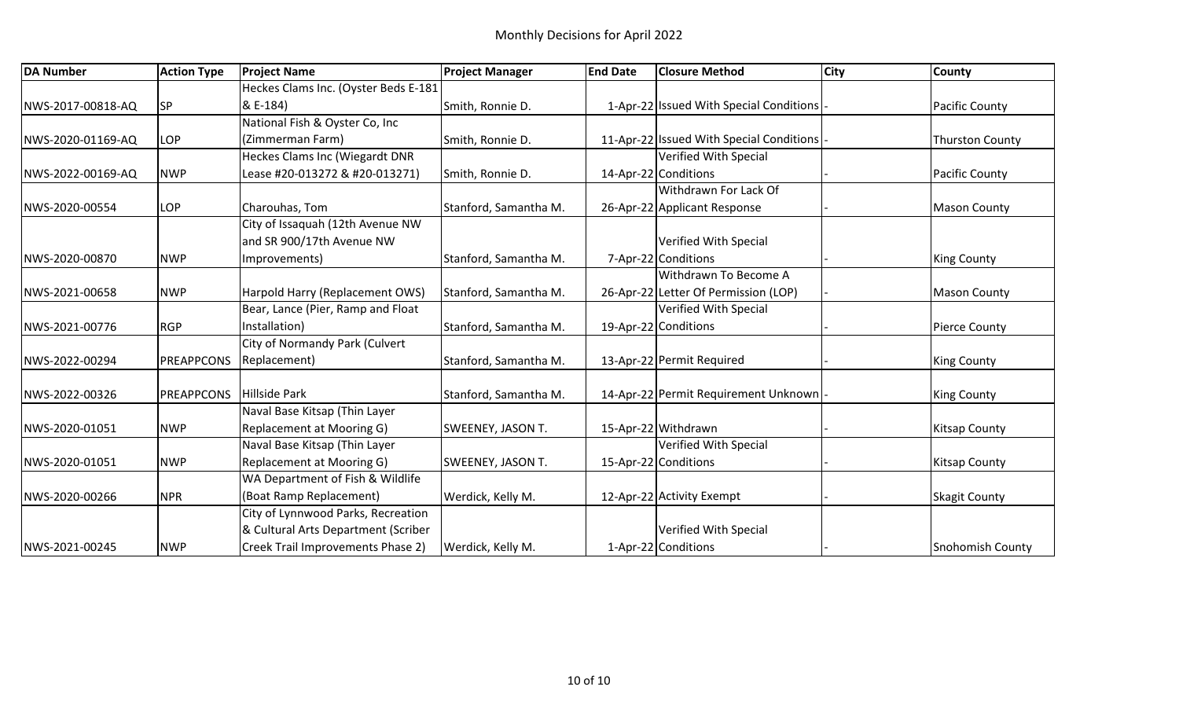# Monthly Decisions for April 2022

| DA Number | Action Type | Project Name | Project Manager | End Date | Closure Method | City | County |
|---|---|---|---|---|---|---|---|
| NWS-2017-00818-AQ | SP | Heckes Clams Inc. (Oyster Beds E-181 & E-184) | Smith, Ronnie D. | 1-Apr-22 | Issued With Special Conditions | - | Pacific County |
| NWS-2020-01169-AQ | LOP | National Fish & Oyster Co, Inc (Zimmerman Farm) | Smith, Ronnie D. | 11-Apr-22 | Issued With Special Conditions | - | Thurston County |
| NWS-2022-00169-AQ | NWP | Heckes Clams Inc (Wiegardt DNR Lease #20-013272 & #20-013271) | Smith, Ronnie D. | 14-Apr-22 | Verified With Special Conditions | - | Pacific County |
| NWS-2020-00554 | LOP | Charouhas, Tom | Stanford, Samantha M. | 26-Apr-22 | Withdrawn For Lack Of Applicant Response | - | Mason County |
| NWS-2020-00870 | NWP | City of Issaquah (12th Avenue NW and SR 900/17th Avenue NW Improvements) | Stanford, Samantha M. | 7-Apr-22 | Verified With Special Conditions | - | King County |
| NWS-2021-00658 | NWP | Harpold Harry (Replacement OWS) | Stanford, Samantha M. | 26-Apr-22 | Withdrawn To Become A Letter Of Permission (LOP) | - | Mason County |
| NWS-2021-00776 | RGP | Bear, Lance (Pier, Ramp and Float Installation) | Stanford, Samantha M. | 19-Apr-22 | Verified With Special Conditions | - | Pierce County |
| NWS-2022-00294 | PREAPPCONS | City of Normandy Park (Culvert Replacement) | Stanford, Samantha M. | 13-Apr-22 | Permit Required | - | King County |
| NWS-2022-00326 | PREAPPCONS | Hillside Park | Stanford, Samantha M. | 14-Apr-22 | Permit Requirement Unknown | - | King County |
| NWS-2020-01051 | NWP | Naval Base Kitsap (Thin Layer Replacement at Mooring G) | SWEENEY, JASON T. | 15-Apr-22 | Withdrawn | - | Kitsap County |
| NWS-2020-01051 | NWP | Naval Base Kitsap (Thin Layer Replacement at Mooring G) | SWEENEY, JASON T. | 15-Apr-22 | Verified With Special Conditions | - | Kitsap County |
| NWS-2020-00266 | NPR | WA Department of Fish & Wildlife (Boat Ramp Replacement) | Werdick, Kelly M. | 12-Apr-22 | Activity Exempt | - | Skagit County |
| NWS-2021-00245 | NWP | City of Lynnwood Parks, Recreation & Cultural Arts Department (Scriber Creek Trail Improvements Phase 2) | Werdick, Kelly M. | 1-Apr-22 | Verified With Special Conditions | - | Snohomish County |